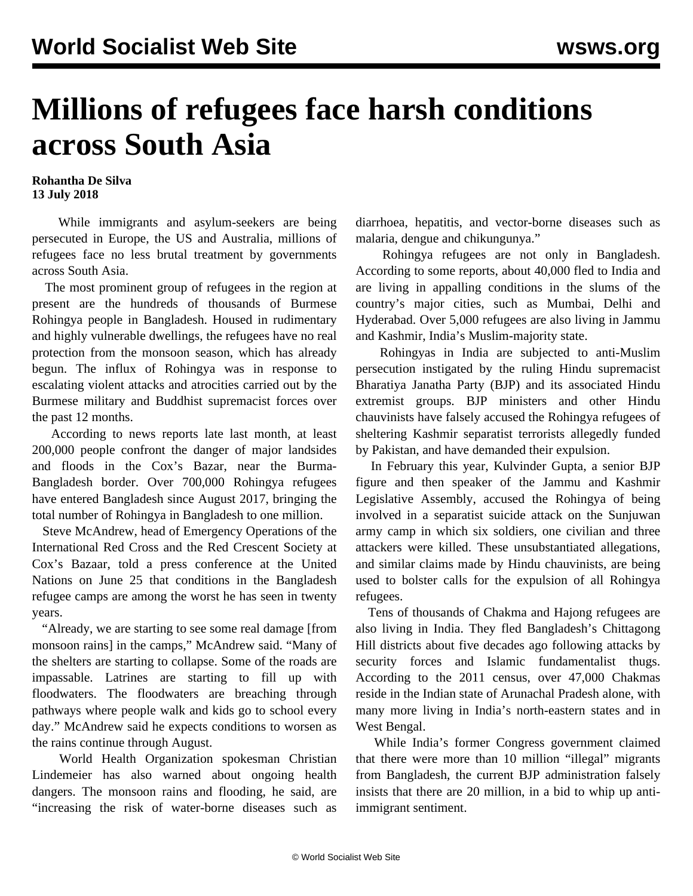# Millions of refugees face harsh conditions across South Asia

**Rohantha De Silva**
**13 July 2018**

While immigrants and asylum-seekers are being persecuted in Europe, the US and Australia, millions of refugees face no less brutal treatment by governments across South Asia.

The most prominent group of refugees in the region at present are the hundreds of thousands of Burmese Rohingya people in Bangladesh. Housed in rudimentary and highly vulnerable dwellings, the refugees have no real protection from the monsoon season, which has already begun. The influx of Rohingya was in response to escalating violent attacks and atrocities carried out by the Burmese military and Buddhist supremacist forces over the past 12 months.

According to news reports late last month, at least 200,000 people confront the danger of major landsides and floods in the Cox's Bazar, near the Burma-Bangladesh border. Over 700,000 Rohingya refugees have entered Bangladesh since August 2017, bringing the total number of Rohingya in Bangladesh to one million.

Steve McAndrew, head of Emergency Operations of the International Red Cross and the Red Crescent Society at Cox's Bazaar, told a press conference at the United Nations on June 25 that conditions in the Bangladesh refugee camps are among the worst he has seen in twenty years.

"Already, we are starting to see some real damage [from monsoon rains] in the camps," McAndrew said. "Many of the shelters are starting to collapse. Some of the roads are impassable. Latrines are starting to fill up with floodwaters. The floodwaters are breaching through pathways where people walk and kids go to school every day." McAndrew said he expects conditions to worsen as the rains continue through August.

World Health Organization spokesman Christian Lindemeier has also warned about ongoing health dangers. The monsoon rains and flooding, he said, are "increasing the risk of water-borne diseases such as diarrhoea, hepatitis, and vector-borne diseases such as malaria, dengue and chikungunya."

Rohingya refugees are not only in Bangladesh. According to some reports, about 40,000 fled to India and are living in appalling conditions in the slums of the country's major cities, such as Mumbai, Delhi and Hyderabad. Over 5,000 refugees are also living in Jammu and Kashmir, India's Muslim-majority state.

Rohingyas in India are subjected to anti-Muslim persecution instigated by the ruling Hindu supremacist Bharatiya Janatha Party (BJP) and its associated Hindu extremist groups. BJP ministers and other Hindu chauvinists have falsely accused the Rohingya refugees of sheltering Kashmir separatist terrorists allegedly funded by Pakistan, and have demanded their expulsion.

In February this year, Kulvinder Gupta, a senior BJP figure and then speaker of the Jammu and Kashmir Legislative Assembly, accused the Rohingya of being involved in a separatist suicide attack on the Sunjuwan army camp in which six soldiers, one civilian and three attackers were killed. These unsubstantiated allegations, and similar claims made by Hindu chauvinists, are being used to bolster calls for the expulsion of all Rohingya refugees.

Tens of thousands of Chakma and Hajong refugees are also living in India. They fled Bangladesh's Chittagong Hill districts about five decades ago following attacks by security forces and Islamic fundamentalist thugs. According to the 2011 census, over 47,000 Chakmas reside in the Indian state of Arunachal Pradesh alone, with many more living in India's north-eastern states and in West Bengal.

While India's former Congress government claimed that there were more than 10 million "illegal" migrants from Bangladesh, the current BJP administration falsely insists that there are 20 million, in a bid to whip up anti-immigrant sentiment.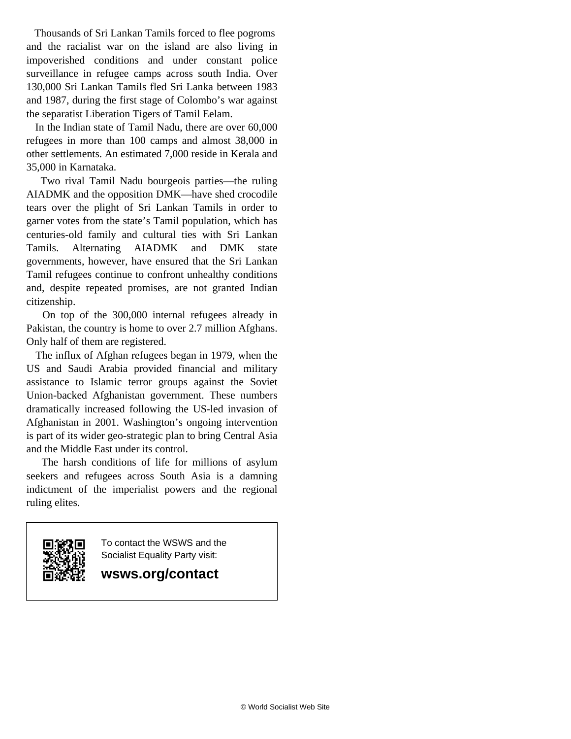Thousands of Sri Lankan Tamils forced to flee pogroms and the racialist war on the island are also living in impoverished conditions and under constant police surveillance in refugee camps across south India. Over 130,000 Sri Lankan Tamils fled Sri Lanka between 1983 and 1987, during the first stage of Colombo's war against the separatist Liberation Tigers of Tamil Eelam.

In the Indian state of Tamil Nadu, there are over 60,000 refugees in more than 100 camps and almost 38,000 in other settlements. An estimated 7,000 reside in Kerala and 35,000 in Karnataka.

Two rival Tamil Nadu bourgeois parties—the ruling AIADMK and the opposition DMK—have shed crocodile tears over the plight of Sri Lankan Tamils in order to garner votes from the state's Tamil population, which has centuries-old family and cultural ties with Sri Lankan Tamils. Alternating AIADMK and DMK state governments, however, have ensured that the Sri Lankan Tamil refugees continue to confront unhealthy conditions and, despite repeated promises, are not granted Indian citizenship.

On top of the 300,000 internal refugees already in Pakistan, the country is home to over 2.7 million Afghans. Only half of them are registered.

The influx of Afghan refugees began in 1979, when the US and Saudi Arabia provided financial and military assistance to Islamic terror groups against the Soviet Union-backed Afghanistan government. These numbers dramatically increased following the US-led invasion of Afghanistan in 2001. Washington's ongoing intervention is part of its wider geo-strategic plan to bring Central Asia and the Middle East under its control.

The harsh conditions of life for millions of asylum seekers and refugees across South Asia is a damning indictment of the imperialist powers and the regional ruling elites.

To contact the WSWS and the Socialist Equality Party visit:

**wsws.org/contact**